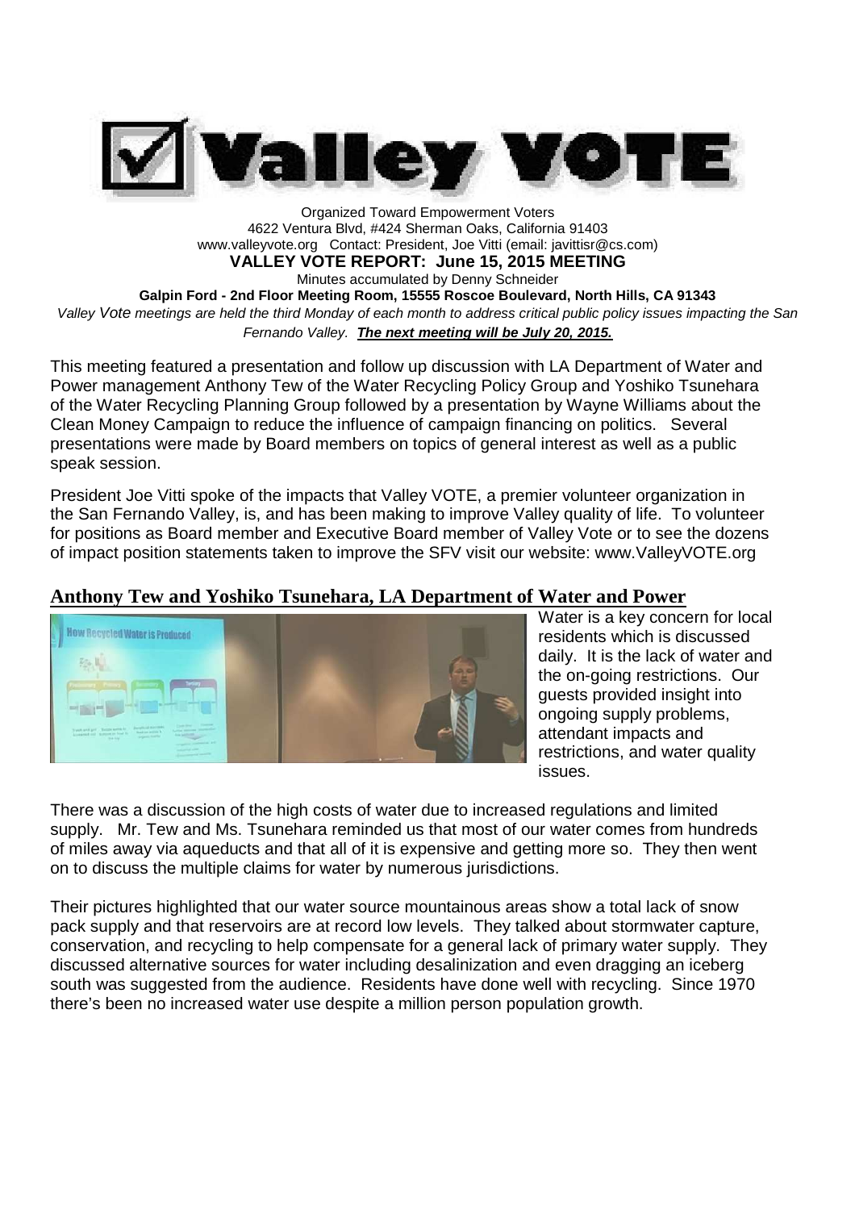# Valley VOTE

Organized Toward Empowerment Voters
4622 Ventura Blvd, #424 Sherman Oaks, California 91403
www.valleyvote.org Contact: President, Joe Vitti (email: javittisr@cs.com)

**VALLEY VOTE REPORT: June 15, 2015 MEETING**

Minutes accumulated by Denny Schneider

**Galpin Ford - 2nd Floor Meeting Room, 15555 Roscoe Boulevard, North Hills, CA 91343**

*Valley Vote meetings are held the third Monday of each month to address critical public policy issues impacting the San Fernando Valley.* ***The next meeting will be July 20, 2015.***

This meeting featured a presentation and follow up discussion with LA Department of Water and Power management Anthony Tew of the Water Recycling Policy Group and Yoshiko Tsunehara of the Water Recycling Planning Group followed by a presentation by Wayne Williams about the Clean Money Campaign to reduce the influence of campaign financing on politics. Several presentations were made by Board members on topics of general interest as well as a public speak session.

President Joe Vitti spoke of the impacts that Valley VOTE, a premier volunteer organization in the San Fernando Valley, is, and has been making to improve Valley quality of life. To volunteer for positions as Board member and Executive Board member of Valley Vote or to see the dozens of impact position statements taken to improve the SFV visit our website: www.ValleyVOTE.org

## Anthony Tew and Yoshiko Tsunehara, LA Department of Water and Power

Water is a key concern for local residents which is discussed daily. It is the lack of water and the on-going restrictions. Our guests provided insight into ongoing supply problems, attendant impacts and restrictions, and water quality issues.

There was a discussion of the high costs of water due to increased regulations and limited supply. Mr. Tew and Ms. Tsunehara reminded us that most of our water comes from hundreds of miles away via aqueducts and that all of it is expensive and getting more so. They then went on to discuss the multiple claims for water by numerous jurisdictions.

Their pictures highlighted that our water source mountainous areas show a total lack of snow pack supply and that reservoirs are at record low levels. They talked about stormwater capture, conservation, and recycling to help compensate for a general lack of primary water supply. They discussed alternative sources for water including desalinization and even dragging an iceberg south was suggested from the audience. Residents have done well with recycling. Since 1970 there's been no increased water use despite a million person population growth.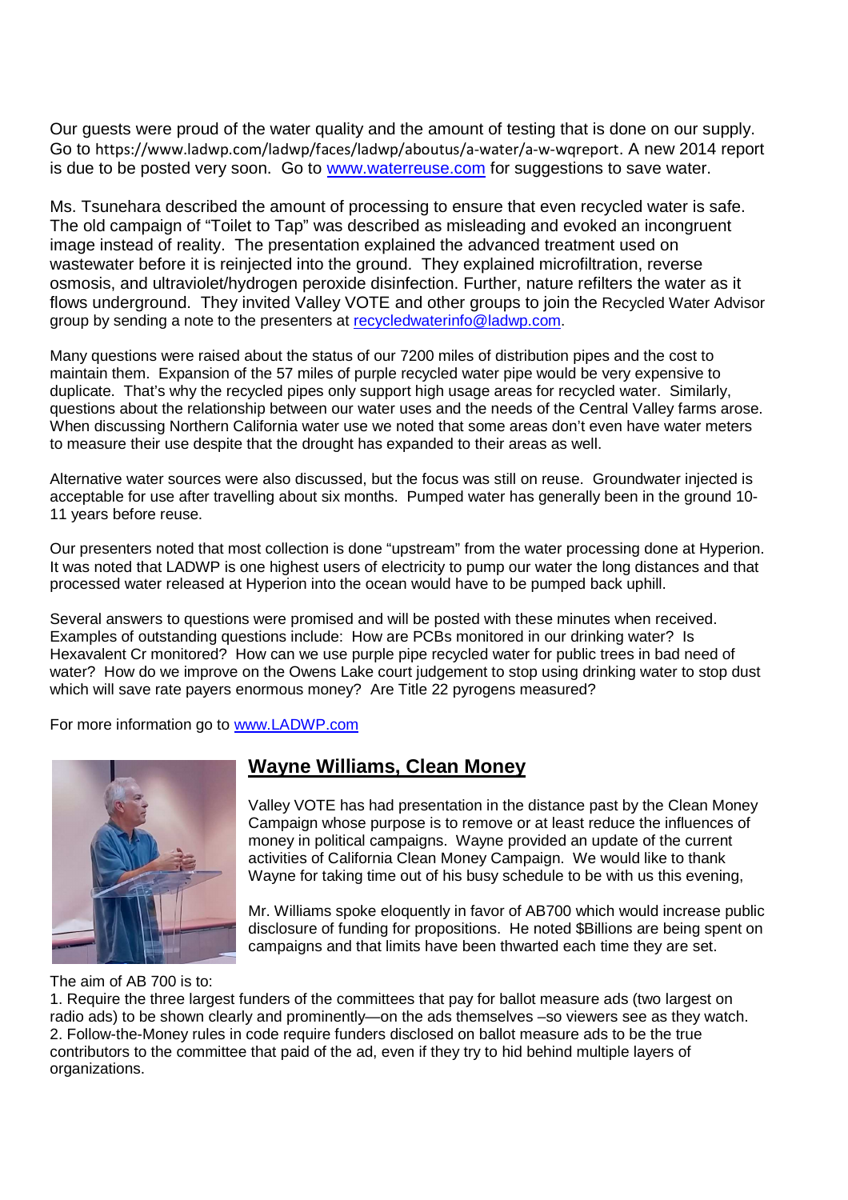Our guests were proud of the water quality and the amount of testing that is done on our supply. Go to https://www.ladwp.com/ladwp/faces/ladwp/aboutus/a-water/a-w-wqreport. A new 2014 report is due to be posted very soon. Go to [www.waterreuse.com](http://www.waterreuse.com) for suggestions to save water.

Ms. Tsunehara described the amount of processing to ensure that even recycled water is safe. The old campaign of "Toilet to Tap" was described as misleading and evoked an incongruent image instead of reality. The presentation explained the advanced treatment used on wastewater before it is reinjected into the ground. They explained microfiltration, reverse osmosis, and ultraviolet/hydrogen peroxide disinfection. Further, nature refilters the water as it flows underground. They invited Valley VOTE and other groups to join the Recycled Water Advisor group by sending a note to the presenters at [recycledwaterinfo@ladwp.com](mailto:recycledwaterinfo@ladwp.com).

Many questions were raised about the status of our 7200 miles of distribution pipes and the cost to maintain them. Expansion of the 57 miles of purple recycled water pipe would be very expensive to duplicate. That's why the recycled pipes only support high usage areas for recycled water. Similarly, questions about the relationship between our water uses and the needs of the Central Valley farms arose. When discussing Northern California water use we noted that some areas don't even have water meters to measure their use despite that the drought has expanded to their areas as well.

Alternative water sources were also discussed, but the focus was still on reuse. Groundwater injected is acceptable for use after travelling about six months. Pumped water has generally been in the ground 10-11 years before reuse.

Our presenters noted that most collection is done "upstream" from the water processing done at Hyperion. It was noted that LADWP is one highest users of electricity to pump our water the long distances and that processed water released at Hyperion into the ocean would have to be pumped back uphill.

Several answers to questions were promised and will be posted with these minutes when received. Examples of outstanding questions include: How are PCBs monitored in our drinking water? Is Hexavalent Cr monitored? How can we use purple pipe recycled water for public trees in bad need of water? How do we improve on the Owens Lake court judgement to stop using drinking water to stop dust which will save rate payers enormous money? Are Title 22 pyrogens measured?

For more information go to [www.LADWP.com](http://www.LADWP.com)

## Wayne Williams, Clean Money

Valley VOTE has had presentation in the distance past by the Clean Money Campaign whose purpose is to remove or at least reduce the influences of money in political campaigns. Wayne provided an update of the current activities of California Clean Money Campaign. We would like to thank Wayne for taking time out of his busy schedule to be with us this evening,

Mr. Williams spoke eloquently in favor of AB700 which would increase public disclosure of funding for propositions. He noted $Billions are being spent on campaigns and that limits have been thwarted each time they are set.

The aim of AB 700 is to:

1. Require the three largest funders of the committees that pay for ballot measure ads (two largest on radio ads) to be shown clearly and prominently—on the ads themselves –so viewers see as they watch.
2. Follow-the-Money rules in code require funders disclosed on ballot measure ads to be the true contributors to the committee that paid of the ad, even if they try to hid behind multiple layers of organizations.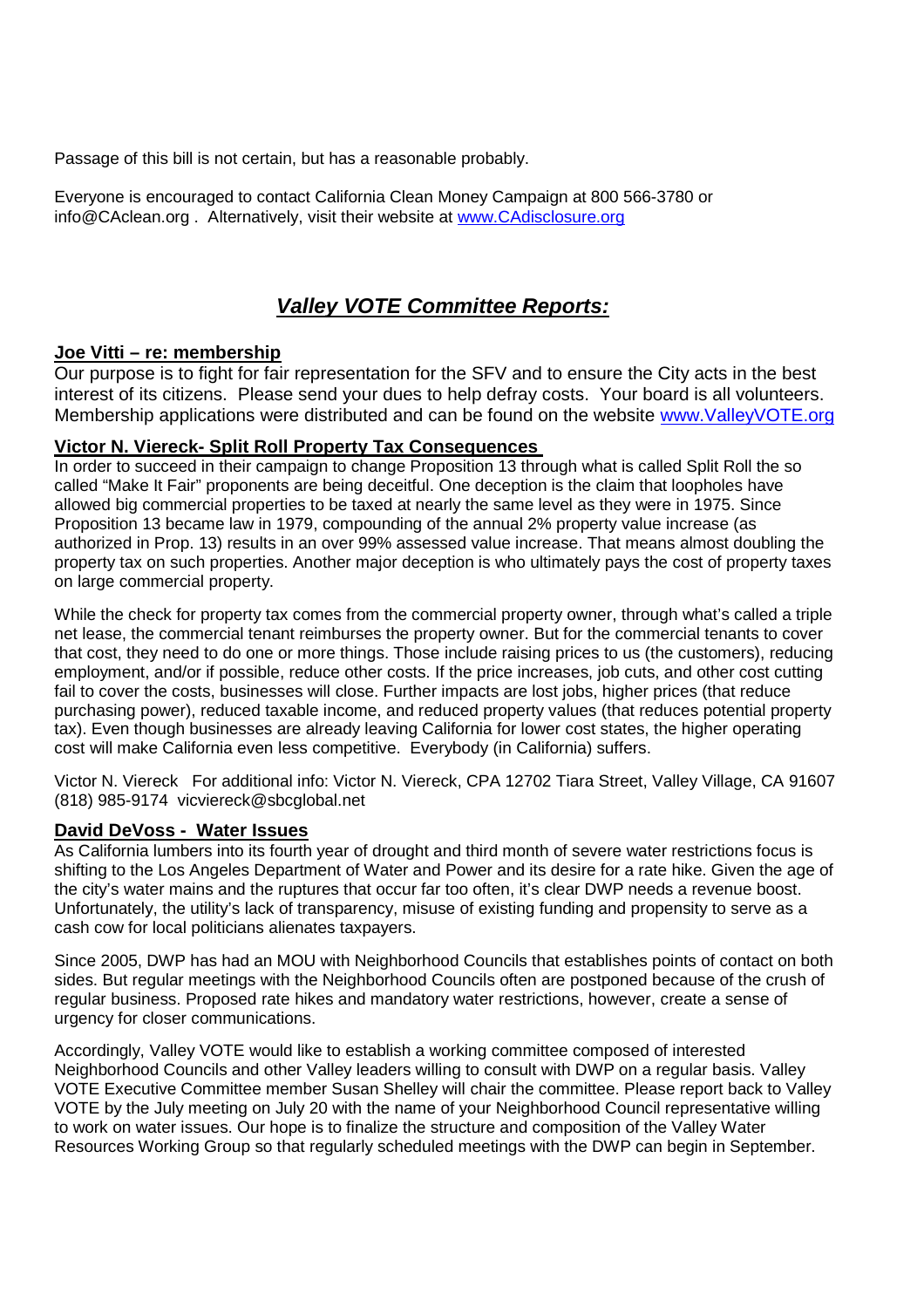Passage of this bill is not certain, but has a reasonable probably.

Everyone is encouraged to contact California Clean Money Campaign at 800 566-3780 or info@CAclean.org . Alternatively, visit their website at [www.CAdisclosure.org](http://www.CAdisclosure.org)

## ***Valley VOTE Committee Reports:***

### **Joe Vitti – re: membership**

Our purpose is to fight for fair representation for the SFV and to ensure the City acts in the best interest of its citizens. Please send your dues to help defray costs. Your board is all volunteers. Membership applications were distributed and can be found on the website [www.ValleyVOTE.org](http://www.ValleyVOTE.org)

### **Victor N. Viereck- Split Roll Property Tax Consequences**

In order to succeed in their campaign to change Proposition 13 through what is called Split Roll the so called "Make It Fair" proponents are being deceitful. One deception is the claim that loopholes have allowed big commercial properties to be taxed at nearly the same level as they were in 1975. Since Proposition 13 became law in 1979, compounding of the annual 2% property value increase (as authorized in Prop. 13) results in an over 99% assessed value increase. That means almost doubling the property tax on such properties. Another major deception is who ultimately pays the cost of property taxes on large commercial property.

While the check for property tax comes from the commercial property owner, through what's called a triple net lease, the commercial tenant reimburses the property owner. But for the commercial tenants to cover that cost, they need to do one or more things. Those include raising prices to us (the customers), reducing employment, and/or if possible, reduce other costs. If the price increases, job cuts, and other cost cutting fail to cover the costs, businesses will close. Further impacts are lost jobs, higher prices (that reduce purchasing power), reduced taxable income, and reduced property values (that reduces potential property tax). Even though businesses are already leaving California for lower cost states, the higher operating cost will make California even less competitive. Everybody (in California) suffers.

Victor N. Viereck For additional info: Victor N. Viereck, CPA 12702 Tiara Street, Valley Village, CA 91607 (818) 985-9174 vicviereck@sbcglobal.net

### **David DeVoss - Water Issues**

As California lumbers into its fourth year of drought and third month of severe water restrictions focus is shifting to the Los Angeles Department of Water and Power and its desire for a rate hike. Given the age of the city's water mains and the ruptures that occur far too often, it's clear DWP needs a revenue boost. Unfortunately, the utility's lack of transparency, misuse of existing funding and propensity to serve as a cash cow for local politicians alienates taxpayers.

Since 2005, DWP has had an MOU with Neighborhood Councils that establishes points of contact on both sides. But regular meetings with the Neighborhood Councils often are postponed because of the crush of regular business. Proposed rate hikes and mandatory water restrictions, however, create a sense of urgency for closer communications.

Accordingly, Valley VOTE would like to establish a working committee composed of interested Neighborhood Councils and other Valley leaders willing to consult with DWP on a regular basis. Valley VOTE Executive Committee member Susan Shelley will chair the committee. Please report back to Valley VOTE by the July meeting on July 20 with the name of your Neighborhood Council representative willing to work on water issues. Our hope is to finalize the structure and composition of the Valley Water Resources Working Group so that regularly scheduled meetings with the DWP can begin in September.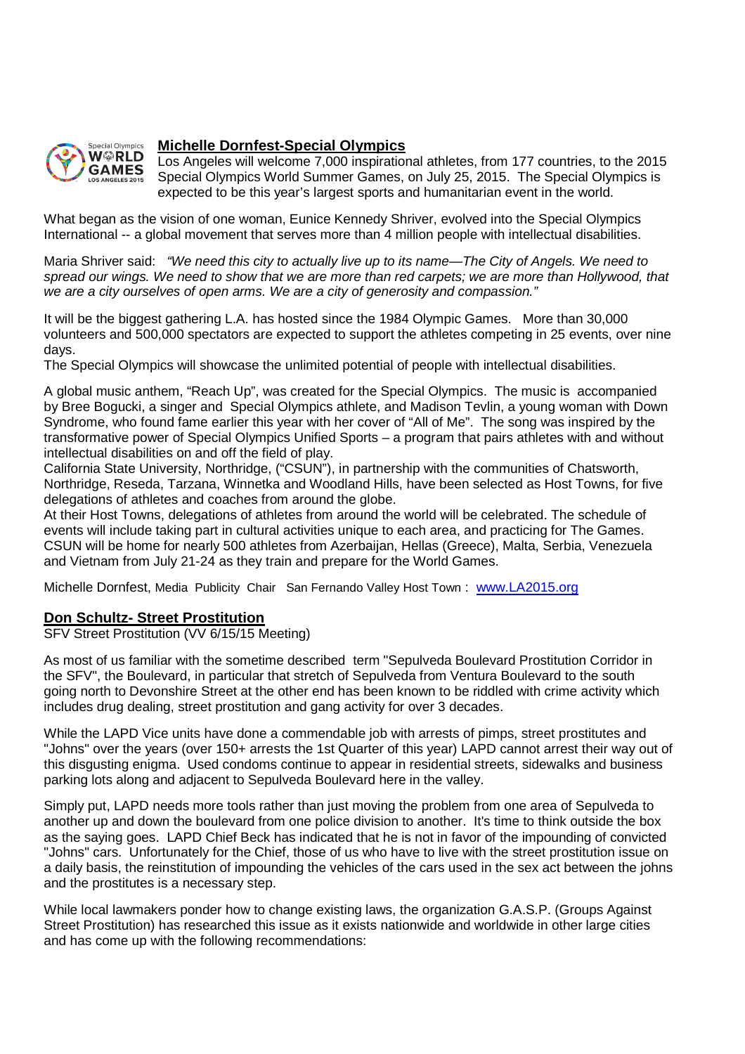## Michelle Dornfest-Special Olympics

Los Angeles will welcome 7,000 inspirational athletes, from 177 countries, to the 2015 Special Olympics World Summer Games, on July 25, 2015. The Special Olympics is expected to be this year's largest sports and humanitarian event in the world.

What began as the vision of one woman, Eunice Kennedy Shriver, evolved into the Special Olympics International -- a global movement that serves more than 4 million people with intellectual disabilities.

Maria Shriver said: *"We need this city to actually live up to its name—The City of Angels. We need to spread our wings. We need to show that we are more than red carpets; we are more than Hollywood, that we are a city ourselves of open arms. We are a city of generosity and compassion."*

It will be the biggest gathering L.A. has hosted since the 1984 Olympic Games. More than 30,000 volunteers and 500,000 spectators are expected to support the athletes competing in 25 events, over nine days.
The Special Olympics will showcase the unlimited potential of people with intellectual disabilities.

A global music anthem, "Reach Up", was created for the Special Olympics. The music is accompanied by Bree Bogucki, a singer and Special Olympics athlete, and Madison Tevlin, a young woman with Down Syndrome, who found fame earlier this year with her cover of "All of Me". The song was inspired by the transformative power of Special Olympics Unified Sports – a program that pairs athletes with and without intellectual disabilities on and off the field of play.
California State University, Northridge, ("CSUN"), in partnership with the communities of Chatsworth, Northridge, Reseda, Tarzana, Winnetka and Woodland Hills, have been selected as Host Towns, for five delegations of athletes and coaches from around the globe.
At their Host Towns, delegations of athletes from around the world will be celebrated. The schedule of events will include taking part in cultural activities unique to each area, and practicing for The Games. CSUN will be home for nearly 500 athletes from Azerbaijan, Hellas (Greece), Malta, Serbia, Venezuela and Vietnam from July 21-24 as they train and prepare for the World Games.

Michelle Dornfest, Media Publicity Chair San Fernando Valley Host Town : www.LA2015.org

## Don Schultz- Street Prostitution

SFV Street Prostitution (VV 6/15/15 Meeting)

As most of us familiar with the sometime described term "Sepulveda Boulevard Prostitution Corridor in the SFV", the Boulevard, in particular that stretch of Sepulveda from Ventura Boulevard to the south going north to Devonshire Street at the other end has been known to be riddled with crime activity which includes drug dealing, street prostitution and gang activity for over 3 decades.

While the LAPD Vice units have done a commendable job with arrests of pimps, street prostitutes and "Johns" over the years (over 150+ arrests the 1st Quarter of this year) LAPD cannot arrest their way out of this disgusting enigma. Used condoms continue to appear in residential streets, sidewalks and business parking lots along and adjacent to Sepulveda Boulevard here in the valley.

Simply put, LAPD needs more tools rather than just moving the problem from one area of Sepulveda to another up and down the boulevard from one police division to another. It's time to think outside the box as the saying goes. LAPD Chief Beck has indicated that he is not in favor of the impounding of convicted "Johns" cars. Unfortunately for the Chief, those of us who have to live with the street prostitution issue on a daily basis, the reinstitution of impounding the vehicles of the cars used in the sex act between the johns and the prostitutes is a necessary step.

While local lawmakers ponder how to change existing laws, the organization G.A.S.P. (Groups Against Street Prostitution) has researched this issue as it exists nationwide and worldwide in other large cities and has come up with the following recommendations: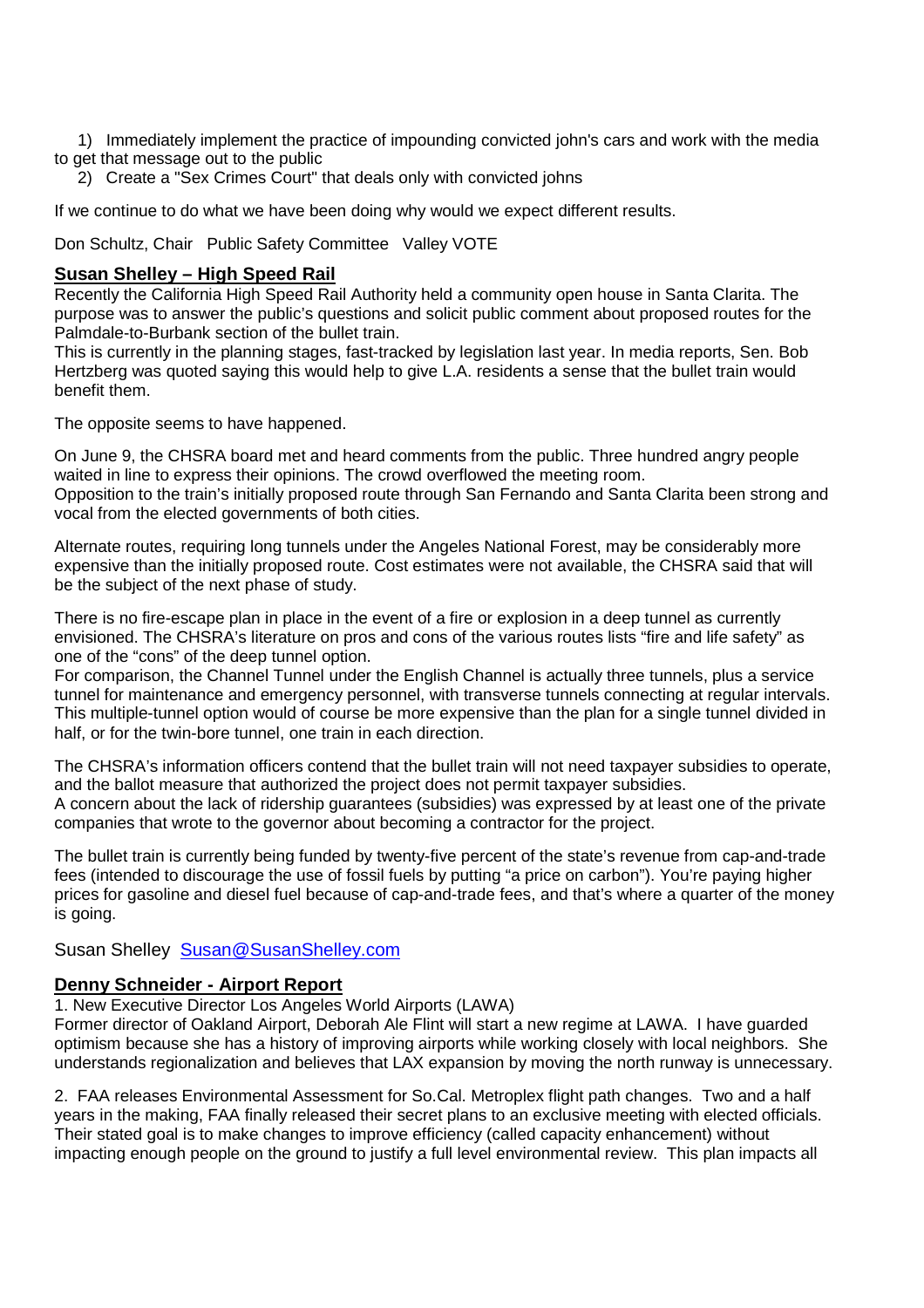1) Immediately implement the practice of impounding convicted john's cars and work with the media to get that message out to the public
2) Create a "Sex Crimes Court" that deals only with convicted johns

If we continue to do what we have been doing why would we expect different results.

Don Schultz, Chair   Public Safety Committee   Valley VOTE

## **Susan Shelley – High Speed Rail**

Recently the California High Speed Rail Authority held a community open house in Santa Clarita. The purpose was to answer the public's questions and solicit public comment about proposed routes for the Palmdale-to-Burbank section of the bullet train.
This is currently in the planning stages, fast-tracked by legislation last year. In media reports, Sen. Bob Hertzberg was quoted saying this would help to give L.A. residents a sense that the bullet train would benefit them.

The opposite seems to have happened.

On June 9, the CHSRA board met and heard comments from the public. Three hundred angry people waited in line to express their opinions. The crowd overflowed the meeting room.
Opposition to the train's initially proposed route through San Fernando and Santa Clarita been strong and vocal from the elected governments of both cities.

Alternate routes, requiring long tunnels under the Angeles National Forest, may be considerably more expensive than the initially proposed route. Cost estimates were not available, the CHSRA said that will be the subject of the next phase of study.

There is no fire-escape plan in place in the event of a fire or explosion in a deep tunnel as currently envisioned. The CHSRA's literature on pros and cons of the various routes lists "fire and life safety" as one of the "cons" of the deep tunnel option.
For comparison, the Channel Tunnel under the English Channel is actually three tunnels, plus a service tunnel for maintenance and emergency personnel, with transverse tunnels connecting at regular intervals. This multiple-tunnel option would of course be more expensive than the plan for a single tunnel divided in half, or for the twin-bore tunnel, one train in each direction.

The CHSRA's information officers contend that the bullet train will not need taxpayer subsidies to operate, and the ballot measure that authorized the project does not permit taxpayer subsidies.
A concern about the lack of ridership guarantees (subsidies) was expressed by at least one of the private companies that wrote to the governor about becoming a contractor for the project.

The bullet train is currently being funded by twenty-five percent of the state's revenue from cap-and-trade fees (intended to discourage the use of fossil fuels by putting "a price on carbon"). You're paying higher prices for gasoline and diesel fuel because of cap-and-trade fees, and that's where a quarter of the money is going.

Susan Shelley  Susan@SusanShelley.com

## **Denny Schneider - Airport Report**

1. New Executive Director Los Angeles World Airports (LAWA)
Former director of Oakland Airport, Deborah Ale Flint will start a new regime at LAWA. I have guarded optimism because she has a history of improving airports while working closely with local neighbors. She understands regionalization and believes that LAX expansion by moving the north runway is unnecessary.

2. FAA releases Environmental Assessment for So.Cal. Metroplex flight path changes. Two and a half years in the making, FAA finally released their secret plans to an exclusive meeting with elected officials. Their stated goal is to make changes to improve efficiency (called capacity enhancement) without impacting enough people on the ground to justify a full level environmental review. This plan impacts all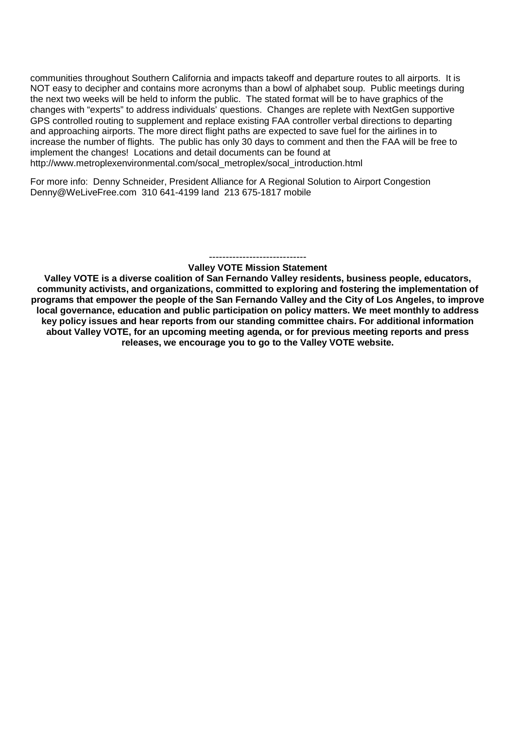communities throughout Southern California and impacts takeoff and departure routes to all airports. It is NOT easy to decipher and contains more acronyms than a bowl of alphabet soup. Public meetings during the next two weeks will be held to inform the public. The stated format will be to have graphics of the changes with "experts" to address individuals' questions. Changes are replete with NextGen supportive GPS controlled routing to supplement and replace existing FAA controller verbal directions to departing and approaching airports. The more direct flight paths are expected to save fuel for the airlines in to increase the number of flights. The public has only 30 days to comment and then the FAA will be free to implement the changes! Locations and detail documents can be found at http://www.metroplexenvironmental.com/socal_metroplex/socal_introduction.html

For more info: Denny Schneider, President Alliance for A Regional Solution to Airport Congestion Denny@WeLiveFree.com 310 641-4199 land 213 675-1817 mobile

-----------------------------

**Valley VOTE Mission Statement**

**Valley VOTE is a diverse coalition of San Fernando Valley residents, business people, educators, community activists, and organizations, committed to exploring and fostering the implementation of programs that empower the people of the San Fernando Valley and the City of Los Angeles, to improve local governance, education and public participation on policy matters. We meet monthly to address key policy issues and hear reports from our standing committee chairs. For additional information about Valley VOTE, for an upcoming meeting agenda, or for previous meeting reports and press releases, we encourage you to go to the Valley VOTE website.**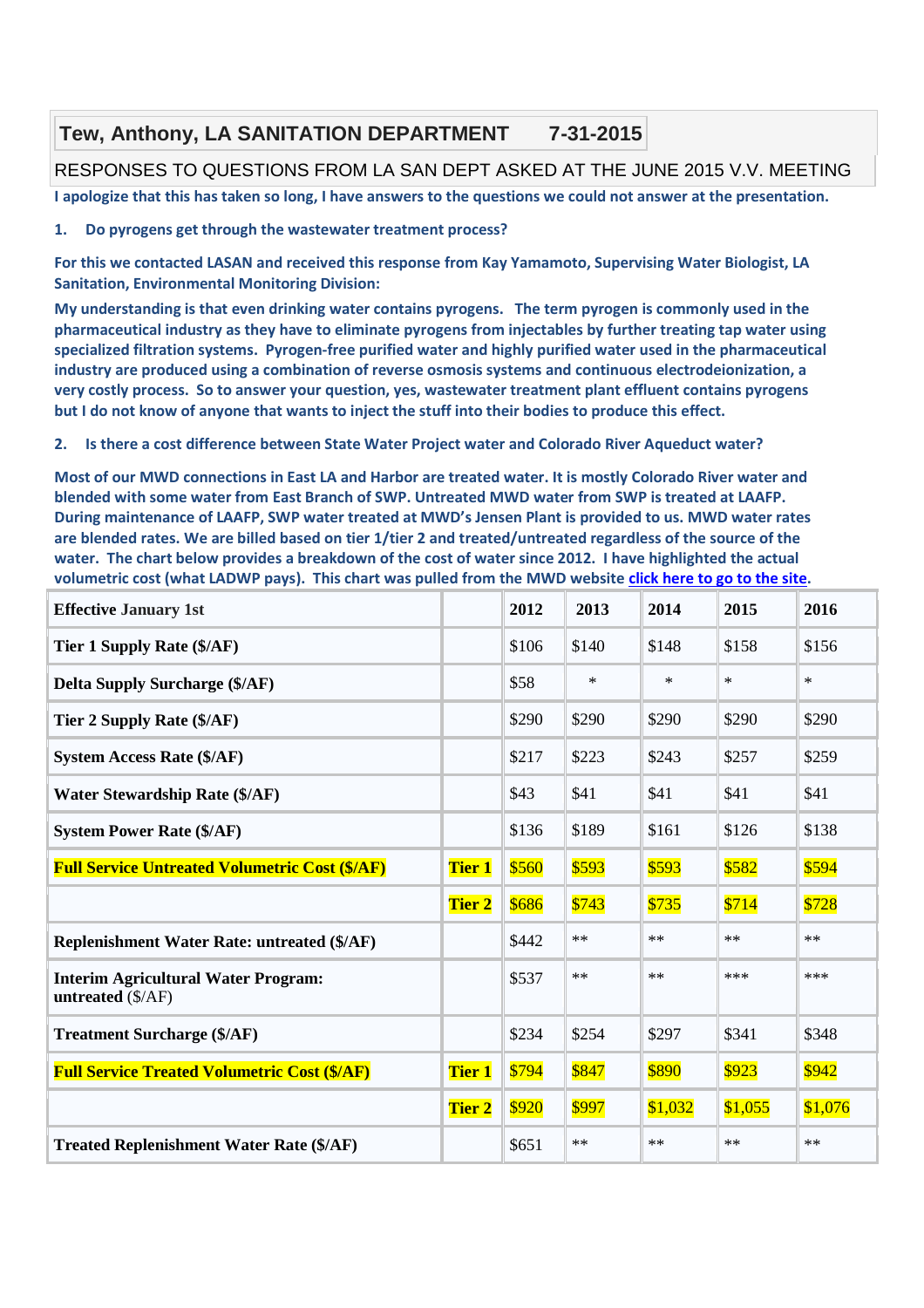# Tew, Anthony, LA SANITATION DEPARTMENT 7-31-2015

## RESPONSES TO QUESTIONS FROM LA SAN DEPT ASKED AT THE JUNE 2015 V.V. MEETING

**I apologize that this has taken so long, I have answers to the questions we could not answer at the presentation.**

**1. Do pyrogens get through the wastewater treatment process?**

**For this we contacted LASAN and received this response from Kay Yamamoto, Supervising Water Biologist, LA Sanitation, Environmental Monitoring Division:**

**My understanding is that even drinking water contains pyrogens. The term pyrogen is commonly used in the pharmaceutical industry as they have to eliminate pyrogens from injectables by further treating tap water using specialized filtration systems. Pyrogen-free purified water and highly purified water used in the pharmaceutical industry are produced using a combination of reverse osmosis systems and continuous electrodeionization, a very costly process. So to answer your question, yes, wastewater treatment plant effluent contains pyrogens but I do not know of anyone that wants to inject the stuff into their bodies to produce this effect.**

**2. Is there a cost difference between State Water Project water and Colorado River Aqueduct water?**

**Most of our MWD connections in East LA and Harbor are treated water. It is mostly Colorado River water and blended with some water from East Branch of SWP. Untreated MWD water from SWP is treated at LAAFP. During maintenance of LAAFP, SWP water treated at MWD's Jensen Plant is provided to us. MWD water rates are blended rates. We are billed based on tier 1/tier 2 and treated/untreated regardless of the source of the water. The chart below provides a breakdown of the cost of water since 2012. I have highlighted the actual volumetric cost (what LADWP pays). This chart was pulled from the MWD website [click here to go to the site].**

| Effective January 1st | | 2012 | 2013 | 2014 | 2015 | 2016 |
|---|---|---|---|---|---|---|
| Tier 1 Supply Rate ($/AF) | | $106 | $140 | $148 | $158 | $156 |
| Delta Supply Surcharge ($/AF) | | $58 | * | * | * | * |
| Tier 2 Supply Rate ($/AF) | | $290 | $290 | $290 | $290 | $290 |
| System Access Rate ($/AF) | | $217 | $223 | $243 | $257 | $259 |
| Water Stewardship Rate ($/AF) | | $43 | $41 | $41 | $41 | $41 |
| System Power Rate ($/AF) | | $136 | $189 | $161 | $126 | $138 |
| **Full Service Untreated Volumetric Cost ($/AF)** | **Tier 1** | $560 | $593 | $593 | $582 | $594 |
| | **Tier 2** | $686 | $743 | $735 | $714 | $728 |
| Replenishment Water Rate: untreated ($/AF) | | $442 | ** | ** | ** | ** |
| Interim Agricultural Water Program: untreated ($/AF) | | $537 | ** | ** | *** | *** |
| Treatment Surcharge ($/AF) | | $234 | $254 | $297 | $341 | $348 |
| **Full Service Treated Volumetric Cost ($/AF)** | **Tier 1** | $794 | $847 | $890 | $923 | $942 |
| | **Tier 2** | $920 | $997 | $1,032 | $1,055 | $1,076 |
| Treated Replenishment Water Rate ($/AF) | | $651 | ** | ** | ** | ** |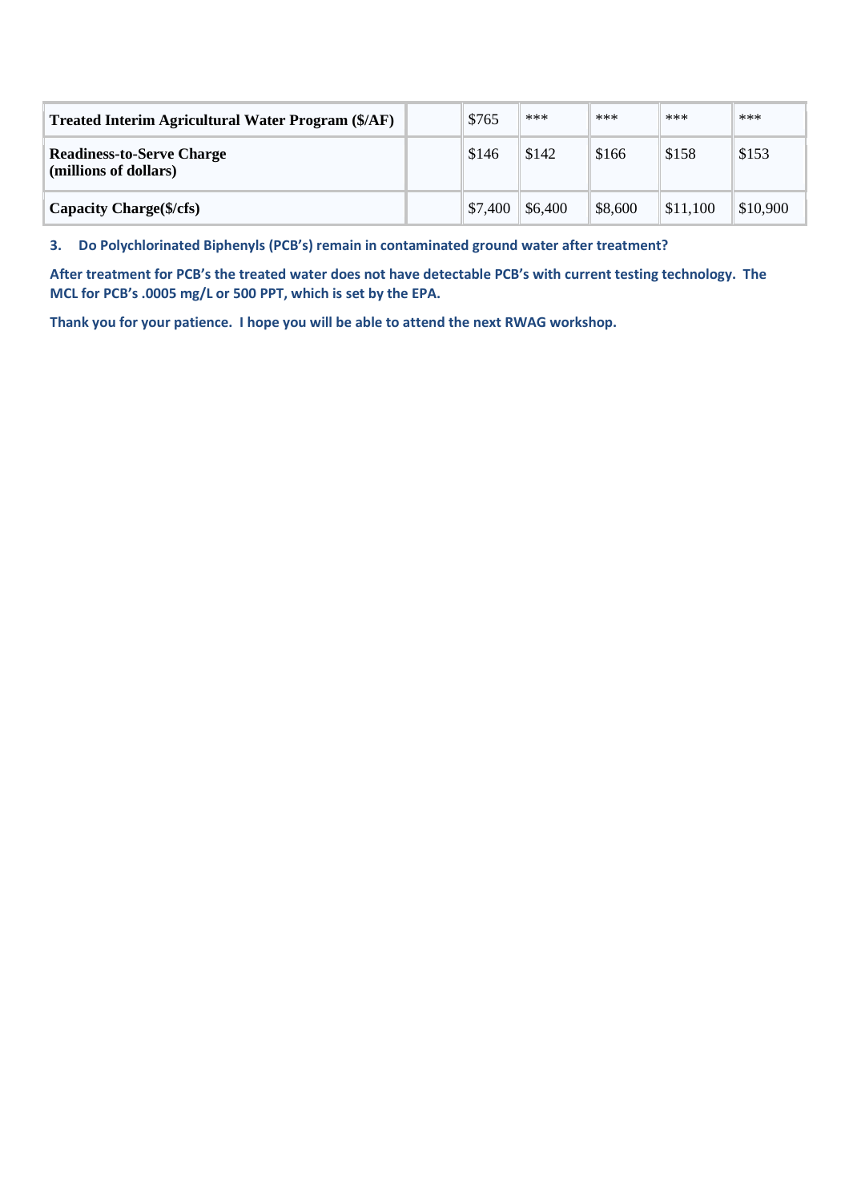| | | | | | | |
|---|---|---|---|---|---|---|
| **Treated Interim Agricultural Water Program ($/AF)** | | $765 | *** | *** | *** | *** |
| **Readiness-to-Serve Charge (millions of dollars)** | | $146 | $142 | $166 | $158 | $153 |
| **Capacity Charge($/cfs)** | | $7,400 | $6,400 | $8,600 | $11,100 | $10,900 |

**3. Do Polychlorinated Biphenyls (PCB's) remain in contaminated ground water after treatment?**

**After treatment for PCB's the treated water does not have detectable PCB's with current testing technology. The MCL for PCB's .0005 mg/L or 500 PPT, which is set by the EPA.**

**Thank you for your patience. I hope you will be able to attend the next RWAG workshop.**